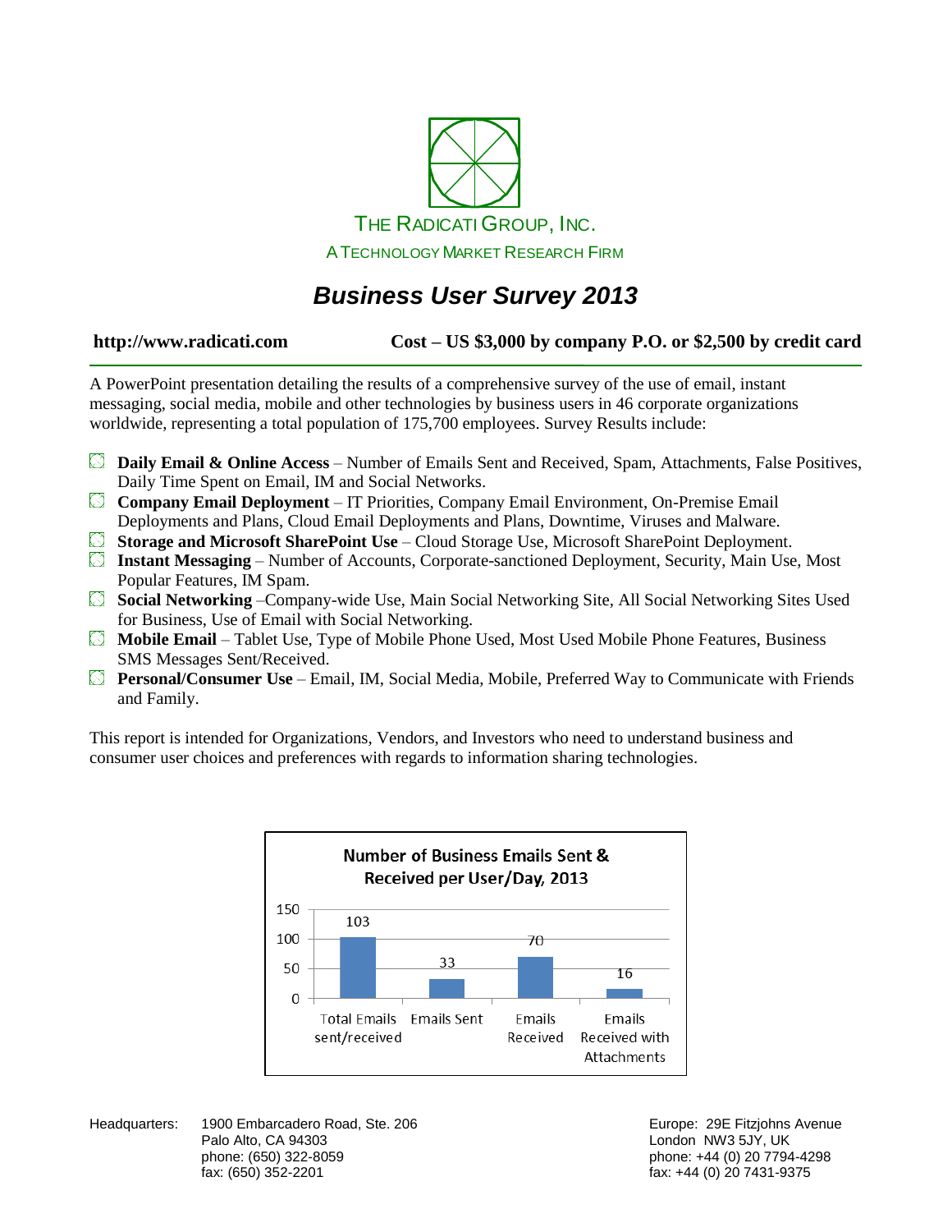THE RADICATI GROUP, INC.

A TECHNOLOGY MARKET RESEARCH FIRM

# *Business User Survey 2013*

**http://www.radicati.com** **Cost – US $3,000 by company P.O. or $2,500 by credit card**

A PowerPoint presentation detailing the results of a comprehensive survey of the use of email, instant messaging, social media, mobile and other technologies by business users in 46 corporate organizations worldwide, representing a total population of 175,700 employees. Survey Results include:

- **Daily Email & Online Access** – Number of Emails Sent and Received, Spam, Attachments, False Positives, Daily Time Spent on Email, IM and Social Networks.
- **Company Email Deployment** – IT Priorities, Company Email Environment, On-Premise Email Deployments and Plans, Cloud Email Deployments and Plans, Downtime, Viruses and Malware.
- **Storage and Microsoft SharePoint Use** – Cloud Storage Use, Microsoft SharePoint Deployment.
- **Instant Messaging** – Number of Accounts, Corporate-sanctioned Deployment, Security, Main Use, Most Popular Features, IM Spam.
- **Social Networking** –Company-wide Use, Main Social Networking Site, All Social Networking Sites Used for Business, Use of Email with Social Networking.
- **Mobile Email** – Tablet Use, Type of Mobile Phone Used, Most Used Mobile Phone Features, Business SMS Messages Sent/Received.
- **Personal/Consumer Use** – Email, IM, Social Media, Mobile, Preferred Way to Communicate with Friends and Family.

This report is intended for Organizations, Vendors, and Investors who need to understand business and consumer user choices and preferences with regards to information sharing technologies.

**Number of Business Emails Sent & Received per User/Day, 2013**

| Total Emails sent/received | Emails Sent | Emails Received | Emails Received with Attachments |
|---|---|---|---|
| 103 | 33 | 70 | 16 |

Headquarters: 1900 Embarcadero Road, Ste. 206
Palo Alto, CA 94303
phone: (650) 322-8059
fax: (650) 352-2201

Europe: 29E Fitzjohns Avenue
London NW3 5JY, UK
phone: +44 (0) 20 7794-4298
fax: +44 (0) 20 7431-9375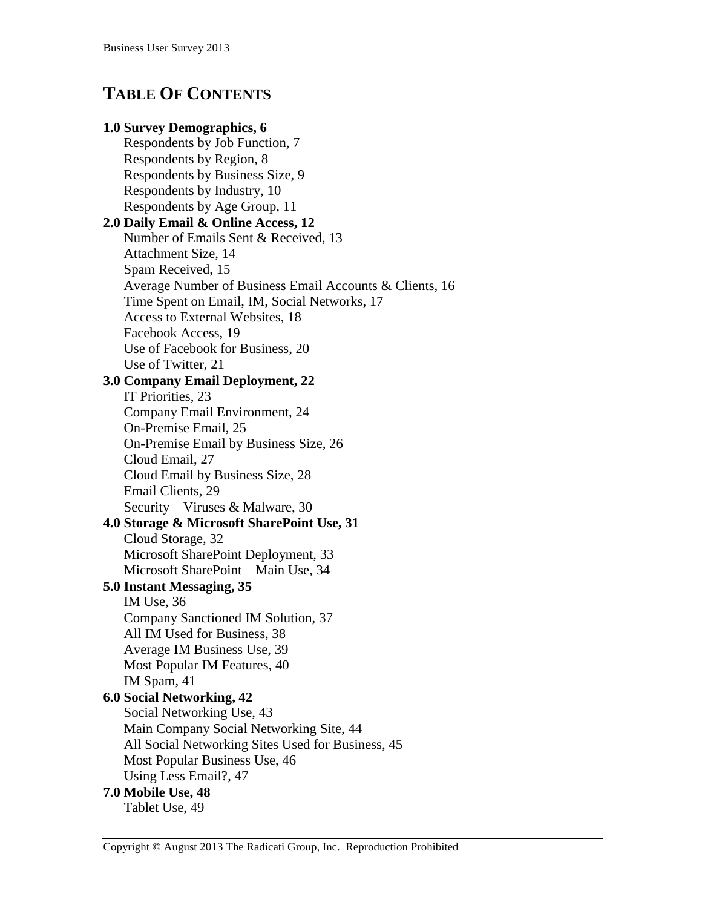# TABLE OF CONTENTS

**1.0 Survey Demographics, 6**
- Respondents by Job Function, 7
- Respondents by Region, 8
- Respondents by Business Size, 9
- Respondents by Industry, 10
- Respondents by Age Group, 11

**2.0 Daily Email & Online Access, 12**
- Number of Emails Sent & Received, 13
- Attachment Size, 14
- Spam Received, 15
- Average Number of Business Email Accounts & Clients, 16
- Time Spent on Email, IM, Social Networks, 17
- Access to External Websites, 18
- Facebook Access, 19
- Use of Facebook for Business, 20
- Use of Twitter, 21

**3.0 Company Email Deployment, 22**
- IT Priorities, 23
- Company Email Environment, 24
- On-Premise Email, 25
- On-Premise Email by Business Size, 26
- Cloud Email, 27
- Cloud Email by Business Size, 28
- Email Clients, 29
- Security – Viruses & Malware, 30

**4.0 Storage & Microsoft SharePoint Use, 31**
- Cloud Storage, 32
- Microsoft SharePoint Deployment, 33
- Microsoft SharePoint – Main Use, 34

**5.0 Instant Messaging, 35**
- IM Use, 36
- Company Sanctioned IM Solution, 37
- All IM Used for Business, 38
- Average IM Business Use, 39
- Most Popular IM Features, 40
- IM Spam, 41

**6.0 Social Networking, 42**
- Social Networking Use, 43
- Main Company Social Networking Site, 44
- All Social Networking Sites Used for Business, 45
- Most Popular Business Use, 46
- Using Less Email?, 47

**7.0 Mobile Use, 48**
- Tablet Use, 49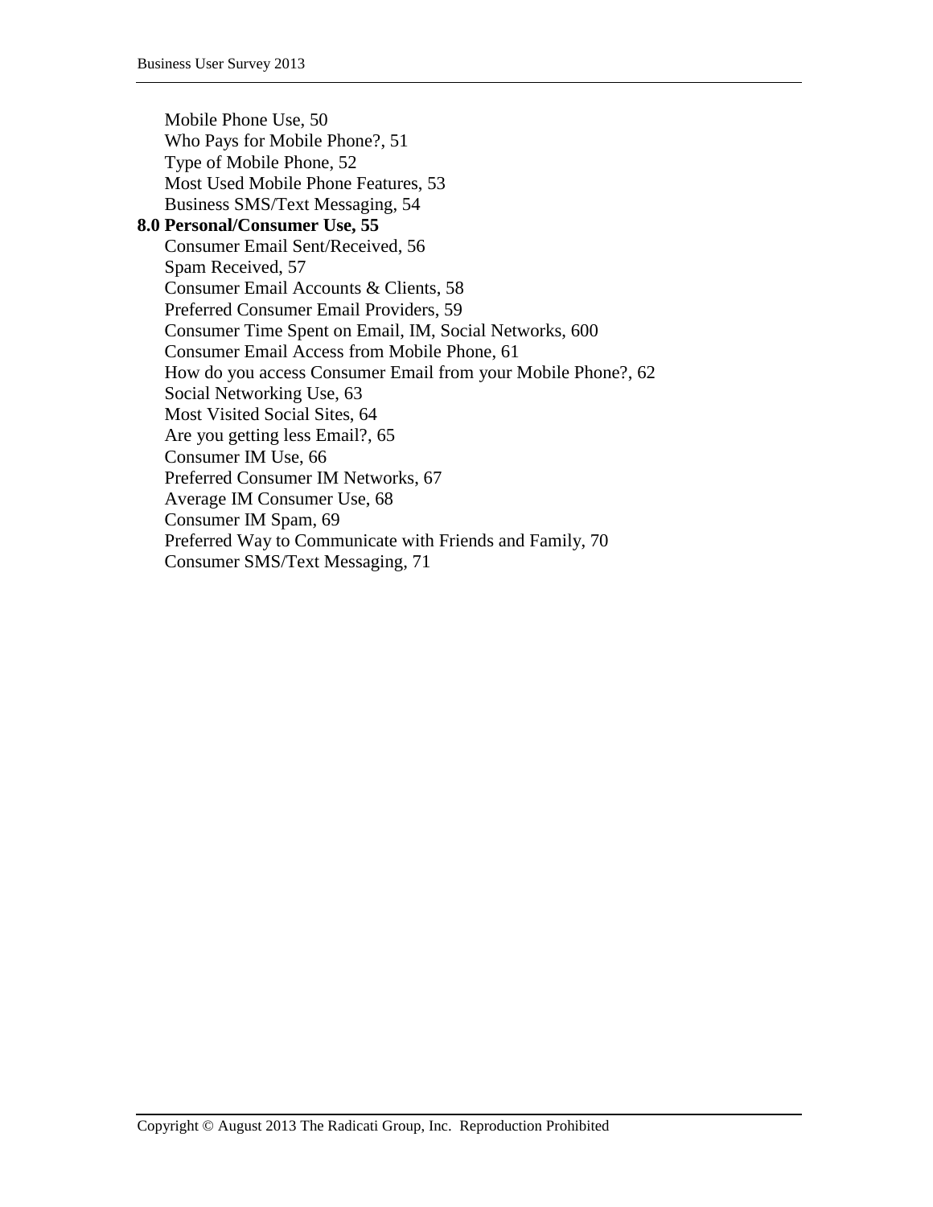Mobile Phone Use, 50
Who Pays for Mobile Phone?, 51
Type of Mobile Phone, 52
Most Used Mobile Phone Features, 53
Business SMS/Text Messaging, 54

**8.0 Personal/Consumer Use, 55**

Consumer Email Sent/Received, 56
Spam Received, 57
Consumer Email Accounts & Clients, 58
Preferred Consumer Email Providers, 59
Consumer Time Spent on Email, IM, Social Networks, 600
Consumer Email Access from Mobile Phone, 61
How do you access Consumer Email from your Mobile Phone?, 62
Social Networking Use, 63
Most Visited Social Sites, 64
Are you getting less Email?, 65
Consumer IM Use, 66
Preferred Consumer IM Networks, 67
Average IM Consumer Use, 68
Consumer IM Spam, 69
Preferred Way to Communicate with Friends and Family, 70
Consumer SMS/Text Messaging, 71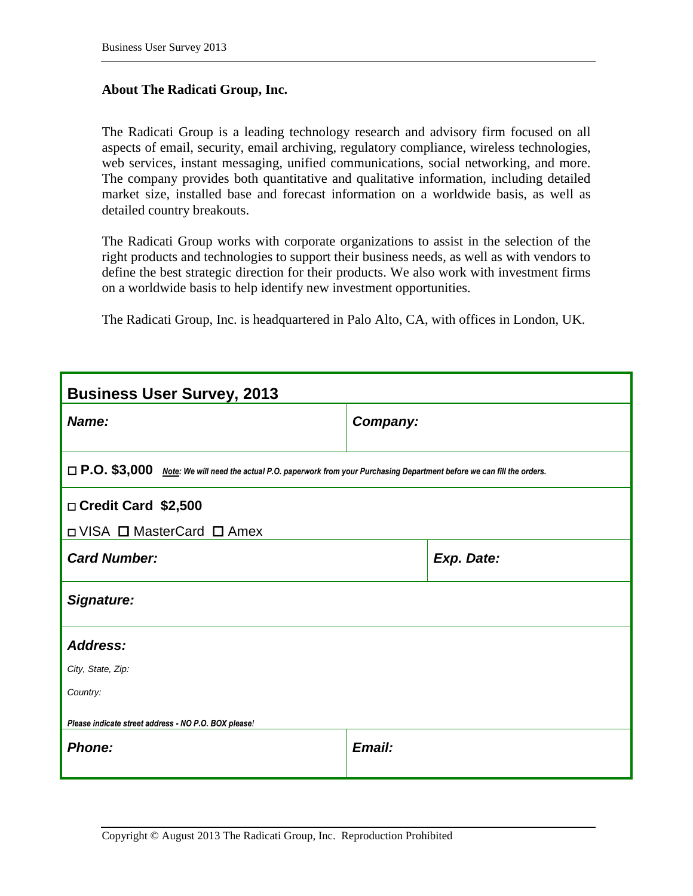**About The Radicati Group, Inc.**

The Radicati Group is a leading technology research and advisory firm focused on all aspects of email, security, email archiving, regulatory compliance, wireless technologies, web services, instant messaging, unified communications, social networking, and more. The company provides both quantitative and qualitative information, including detailed market size, installed base and forecast information on a worldwide basis, as well as detailed country breakouts.

The Radicati Group works with corporate organizations to assist in the selection of the right products and technologies to support their business needs, as well as with vendors to define the best strategic direction for their products. We also work with investment firms on a worldwide basis to help identify new investment opportunities.

The Radicati Group, Inc. is headquartered in Palo Alto, CA, with offices in London, UK.

## Business User Survey, 2013

| | |
|---|---|
| ***Name:*** | ***Company:*** |
| ☐ **P.O. $3,000** *Note: We will need the actual P.O. paperwork from your Purchasing Department before we can fill the orders.* | |
| ☐ **Credit Card $2,500**<br>☐ VISA ☐ MasterCard ☐ Amex | |
| ***Card Number:*** | ***Exp. Date:*** |
| ***Signature:*** | |
| ***Address:***<br>*City, State, Zip:*<br>*Country:*<br>***Please indicate street address - NO P.O. BOX please!*** | |
| ***Phone:*** | ***Email:*** |